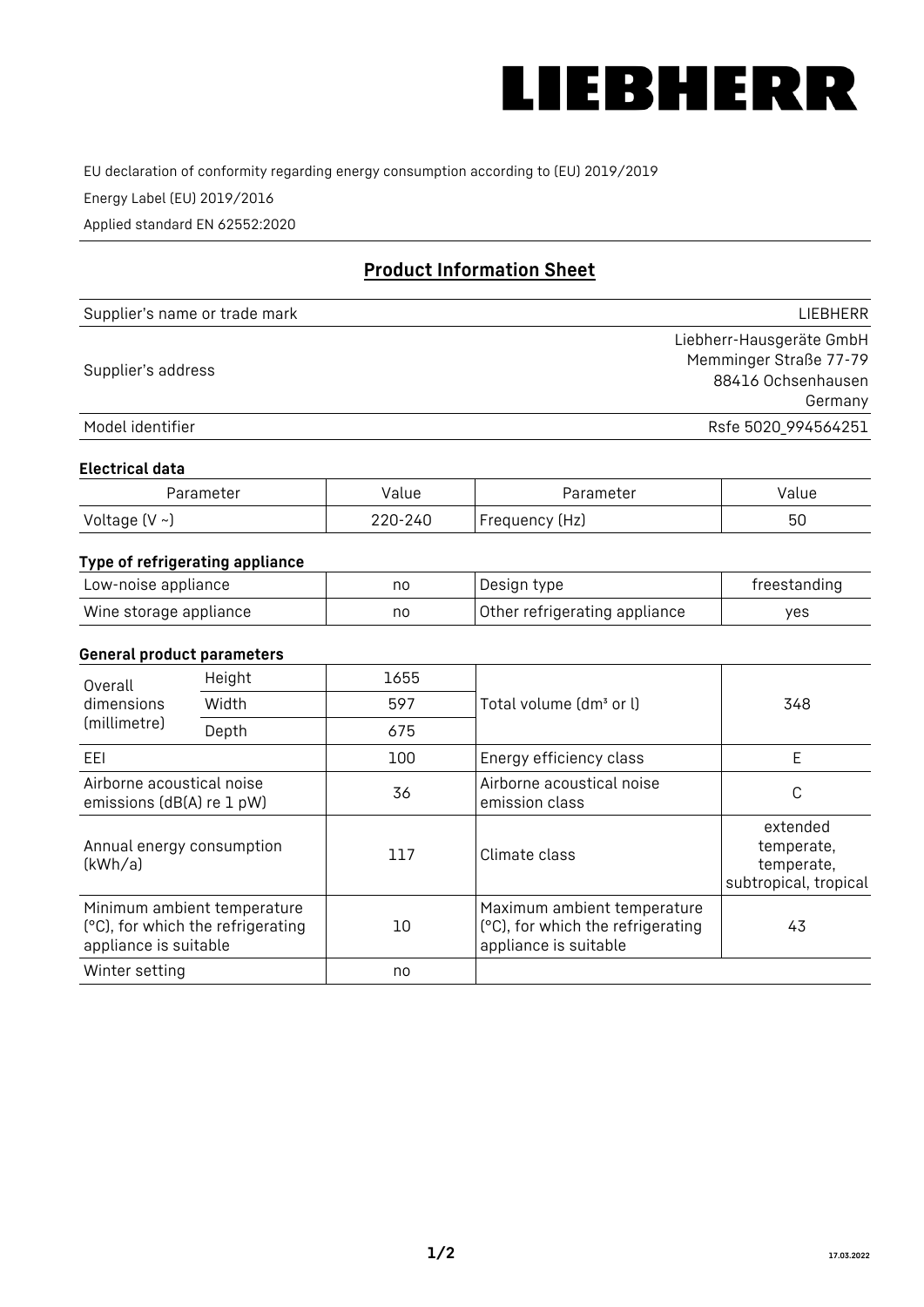LIEBHERR

EU declaration of conformity regarding energy consumption according to (EU) 2019/2019

Energy Label (EU) 2019/2016

Applied standard EN 62552:2020

## Product Information Sheet

| | |
|---|---|
| Supplier's name or trade mark | LIEBHERR |
| Supplier's address | Liebherr-Hausgeräte GmbH<br>Memminger Straße 77-79<br>88416 Ochsenhausen<br>Germany |
| Model identifier | Rsfe 5020_994564251 |

### Electrical data

| Parameter | Value | Parameter | Value |
|---|---|---|---|
| Voltage (V ~) | 220-240 | Frequency (Hz) | 50 |

### Type of refrigerating appliance

| | | | |
|---|---|---|---|
| Low-noise appliance | no | Design type | freestanding |
| Wine storage appliance | no | Other refrigerating appliance | yes |

### General product parameters

| | | | | |
|---|---|---|---|---|
| Overall dimensions (millimetre) | Height | 1655 | Total volume (dm³ or l) | 348 |
| | Width | 597 | | |
| | Depth | 675 | | |
| EEI | | 100 | Energy efficiency class | E |
| Airborne acoustical noise emissions (dB(A) re 1 pW) | | 36 | Airborne acoustical noise emission class | C |
| Annual energy consumption (kWh/a) | | 117 | Climate class | extended temperate, temperate, subtropical, tropical |
| Minimum ambient temperature (°C), for which the refrigerating appliance is suitable | | 10 | Maximum ambient temperature (°C), for which the refrigerating appliance is suitable | 43 |
| Winter setting | | no | | |

17.03.2022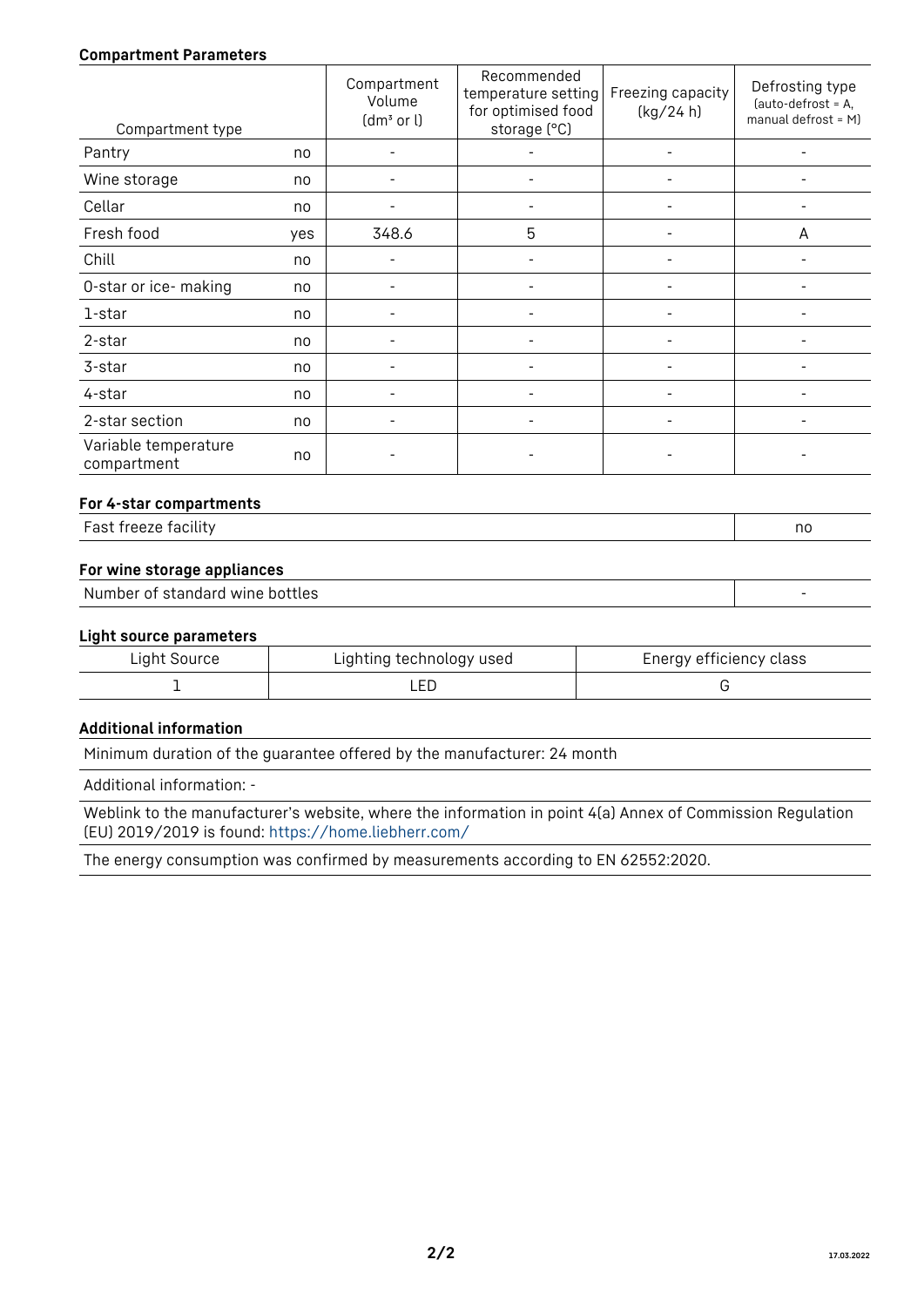**Compartment Parameters**

| Compartment type | | Compartment Volume (dm³ or l) | Recommended temperature setting for optimised food storage (°C) | Freezing capacity (kg/24 h) | Defrosting type (auto-defrost = A, manual defrost = M) |
|---|---|---|---|---|---|
| Pantry | no | - | - | - | - |
| Wine storage | no | - | - | - | - |
| Cellar | no | - | - | - | - |
| Fresh food | yes | 348.6 | 5 | - | A |
| Chill | no | - | - | - | - |
| 0-star or ice- making | no | - | - | - | - |
| 1-star | no | - | - | - | - |
| 2-star | no | - | - | - | - |
| 3-star | no | - | - | - | - |
| 4-star | no | - | - | - | - |
| 2-star section | no | - | - | - | - |
| Variable temperature compartment | no | - | - | - | - |

**For 4-star compartments**

| | |
|---|---|
| Fast freeze facility | no |

**For wine storage appliances**

| | |
|---|---|
| Number of standard wine bottles | - |

**Light source parameters**

| Light Source | Lighting technology used | Energy efficiency class |
|---|---|---|
| 1 | LED | G |

**Additional information**

Minimum duration of the guarantee offered by the manufacturer: 24 month

Additional information: -

Weblink to the manufacturer's website, where the information in point 4(a) Annex of Commission Regulation (EU) 2019/2019 is found: https://home.liebherr.com/

The energy consumption was confirmed by measurements according to EN 62552:2020.

17.03.2022